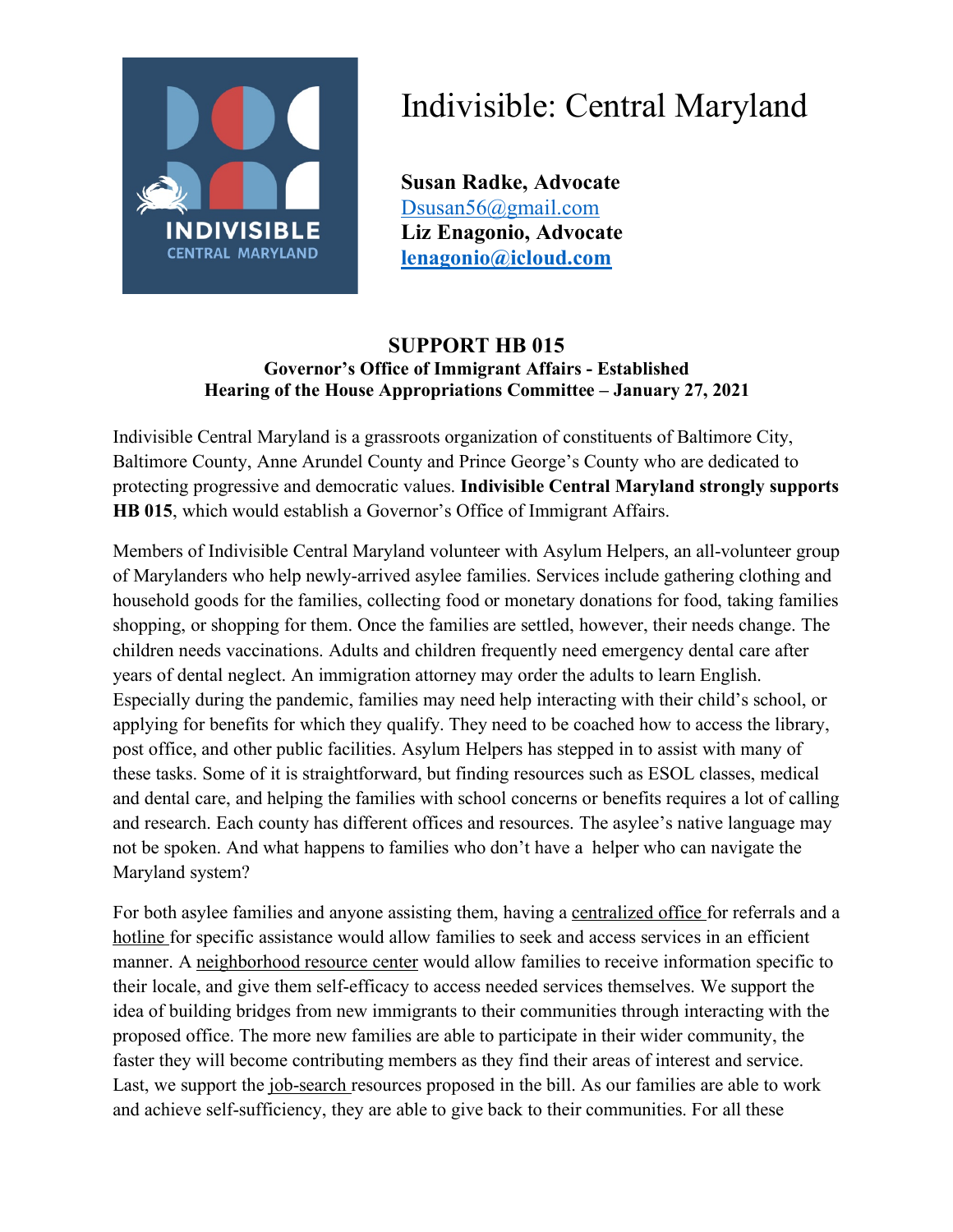# Indivisible: Central Maryland

**Susan Radke, Advocate**
Dsusan56@gmail.com
**Liz Enagonio, Advocate**
**lenagonio@icloud.com**

## SUPPORT HB 015

**Governor's Office of Immigrant Affairs - Established**
**Hearing of the House Appropriations Committee – January 27, 2021**

Indivisible Central Maryland is a grassroots organization of constituents of Baltimore City, Baltimore County, Anne Arundel County and Prince George's County who are dedicated to protecting progressive and democratic values. **Indivisible Central Maryland strongly supports HB 015**, which would establish a Governor's Office of Immigrant Affairs.

Members of Indivisible Central Maryland volunteer with Asylum Helpers, an all-volunteer group of Marylanders who help newly-arrived asylee families. Services include gathering clothing and household goods for the families, collecting food or monetary donations for food, taking families shopping, or shopping for them. Once the families are settled, however, their needs change. The children needs vaccinations. Adults and children frequently need emergency dental care after years of dental neglect. An immigration attorney may order the adults to learn English. Especially during the pandemic, families may need help interacting with their child's school, or applying for benefits for which they qualify. They need to be coached how to access the library, post office, and other public facilities. Asylum Helpers has stepped in to assist with many of these tasks. Some of it is straightforward, but finding resources such as ESOL classes, medical and dental care, and helping the families with school concerns or benefits requires a lot of calling and research. Each county has different offices and resources. The asylee's native language may not be spoken. And what happens to families who don't have a helper who can navigate the Maryland system?

For both asylee families and anyone assisting them, having a <u>centralized office</u> for referrals and a <u>hotline</u> for specific assistance would allow families to seek and access services in an efficient manner. A <u>neighborhood resource center</u> would allow families to receive information specific to their locale, and give them self-efficacy to access needed services themselves. We support the idea of building bridges from new immigrants to their communities through interacting with the proposed office. The more new families are able to participate in their wider community, the faster they will become contributing members as they find their areas of interest and service. Last, we support the <u>job-search</u> resources proposed in the bill. As our families are able to work and achieve self-sufficiency, they are able to give back to their communities. For all these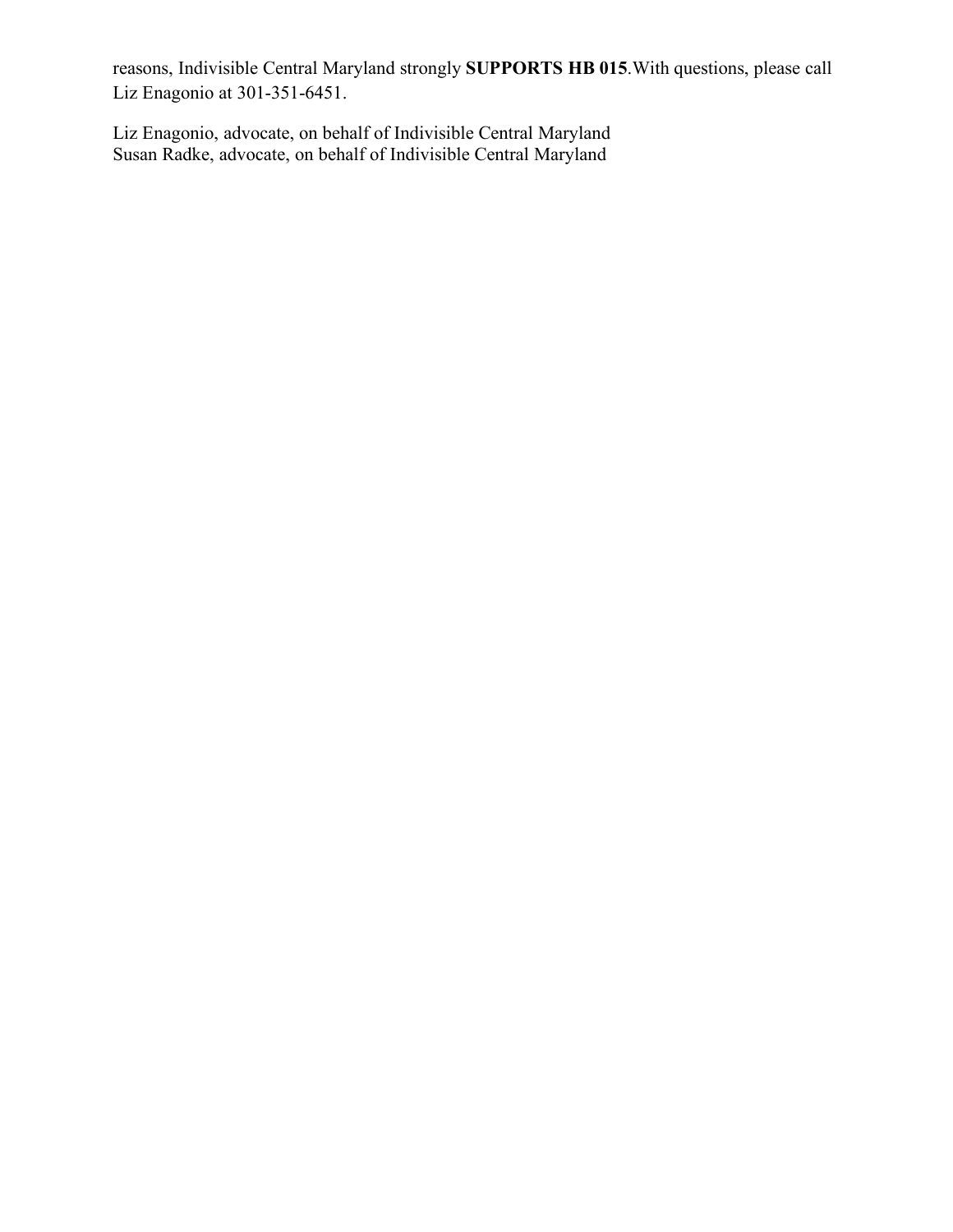reasons, Indivisible Central Maryland strongly **SUPPORTS HB 015**.With questions, please call Liz Enagonio at 301-351-6451.

Liz Enagonio, advocate, on behalf of Indivisible Central Maryland
Susan Radke, advocate, on behalf of Indivisible Central Maryland